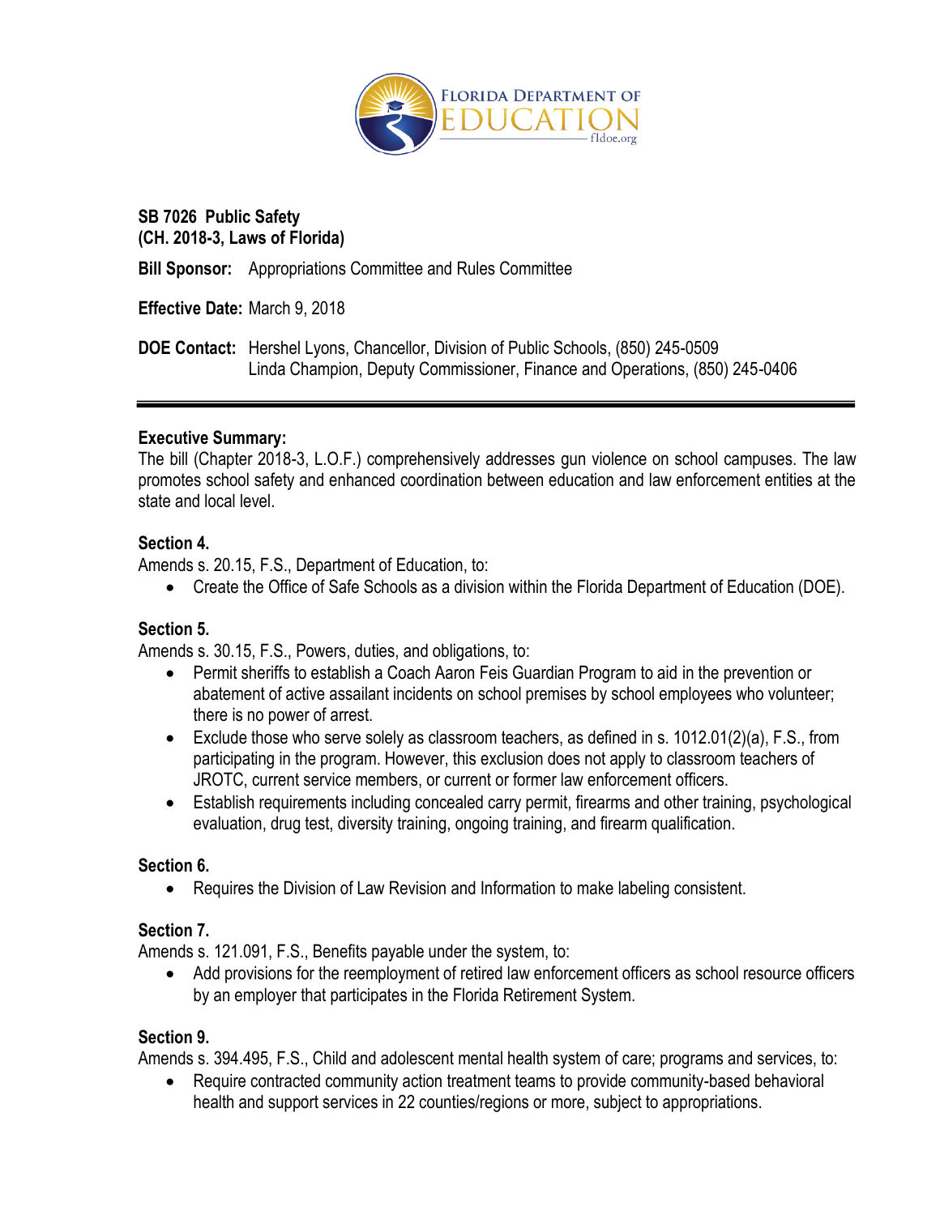FLORIDA DEPARTMENT OF EDUCATION
fldoe.org

**SB 7026 Public Safety**
**(CH. 2018-3, Laws of Florida)**

**Bill Sponsor:** Appropriations Committee and Rules Committee

**Effective Date:** March 9, 2018

**DOE Contact:** Hershel Lyons, Chancellor, Division of Public Schools, (850) 245-0509
Linda Champion, Deputy Commissioner, Finance and Operations, (850) 245-0406

---

**Executive Summary:**
The bill (Chapter 2018-3, L.O.F.) comprehensively addresses gun violence on school campuses. The law promotes school safety and enhanced coordination between education and law enforcement entities at the state and local level.

**Section 4.**
Amends s. 20.15, F.S., Department of Education, to:

- Create the Office of Safe Schools as a division within the Florida Department of Education (DOE).

**Section 5.**
Amends s. 30.15, F.S., Powers, duties, and obligations, to:

- Permit sheriffs to establish a Coach Aaron Feis Guardian Program to aid in the prevention or abatement of active assailant incidents on school premises by school employees who volunteer; there is no power of arrest.
- Exclude those who serve solely as classroom teachers, as defined in s. 1012.01(2)(a), F.S., from participating in the program. However, this exclusion does not apply to classroom teachers of JROTC, current service members, or current or former law enforcement officers.
- Establish requirements including concealed carry permit, firearms and other training, psychological evaluation, drug test, diversity training, ongoing training, and firearm qualification.

**Section 6.**

- Requires the Division of Law Revision and Information to make labeling consistent.

**Section 7.**
Amends s. 121.091, F.S., Benefits payable under the system, to:

- Add provisions for the reemployment of retired law enforcement officers as school resource officers by an employer that participates in the Florida Retirement System.

**Section 9.**
Amends s. 394.495, F.S., Child and adolescent mental health system of care; programs and services, to:

- Require contracted community action treatment teams to provide community-based behavioral health and support services in 22 counties/regions or more, subject to appropriations.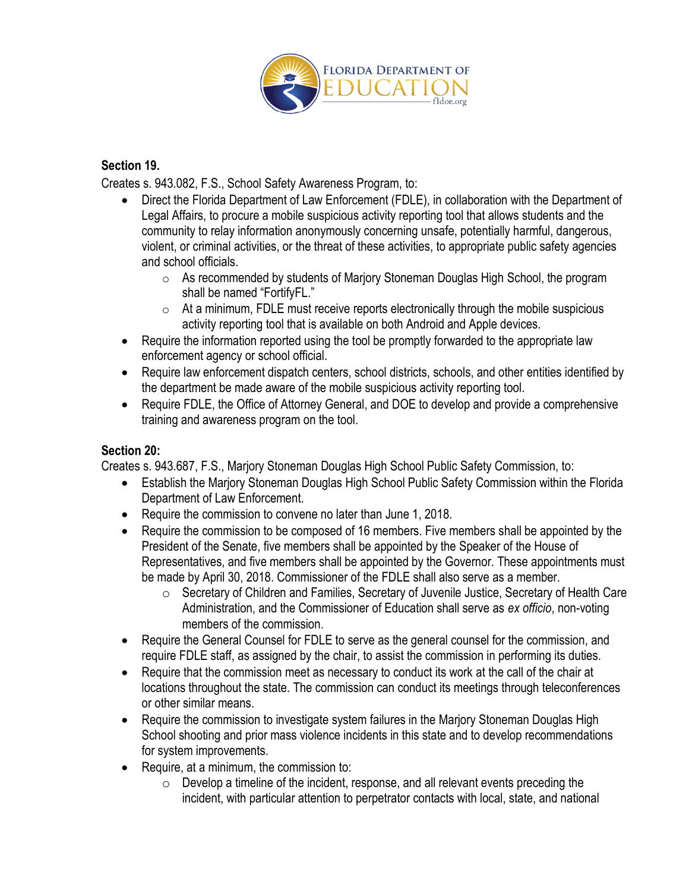**Section 19.**

Creates s. 943.082, F.S., School Safety Awareness Program, to:

- Direct the Florida Department of Law Enforcement (FDLE), in collaboration with the Department of Legal Affairs, to procure a mobile suspicious activity reporting tool that allows students and the community to relay information anonymously concerning unsafe, potentially harmful, dangerous, violent, or criminal activities, or the threat of these activities, to appropriate public safety agencies and school officials.
  - As recommended by students of Marjory Stoneman Douglas High School, the program shall be named "FortifyFL."
  - At a minimum, FDLE must receive reports electronically through the mobile suspicious activity reporting tool that is available on both Android and Apple devices.
- Require the information reported using the tool be promptly forwarded to the appropriate law enforcement agency or school official.
- Require law enforcement dispatch centers, school districts, schools, and other entities identified by the department be made aware of the mobile suspicious activity reporting tool.
- Require FDLE, the Office of Attorney General, and DOE to develop and provide a comprehensive training and awareness program on the tool.

**Section 20:**

Creates s. 943.687, F.S., Marjory Stoneman Douglas High School Public Safety Commission, to:

- Establish the Marjory Stoneman Douglas High School Public Safety Commission within the Florida Department of Law Enforcement.
- Require the commission to convene no later than June 1, 2018.
- Require the commission to be composed of 16 members. Five members shall be appointed by the President of the Senate, five members shall be appointed by the Speaker of the House of Representatives, and five members shall be appointed by the Governor. These appointments must be made by April 30, 2018. Commissioner of the FDLE shall also serve as a member.
  - Secretary of Children and Families, Secretary of Juvenile Justice, Secretary of Health Care Administration, and the Commissioner of Education shall serve as *ex officio*, non-voting members of the commission.
- Require the General Counsel for FDLE to serve as the general counsel for the commission, and require FDLE staff, as assigned by the chair, to assist the commission in performing its duties.
- Require that the commission meet as necessary to conduct its work at the call of the chair at locations throughout the state. The commission can conduct its meetings through teleconferences or other similar means.
- Require the commission to investigate system failures in the Marjory Stoneman Douglas High School shooting and prior mass violence incidents in this state and to develop recommendations for system improvements.
- Require, at a minimum, the commission to:
  - Develop a timeline of the incident, response, and all relevant events preceding the incident, with particular attention to perpetrator contacts with local, state, and national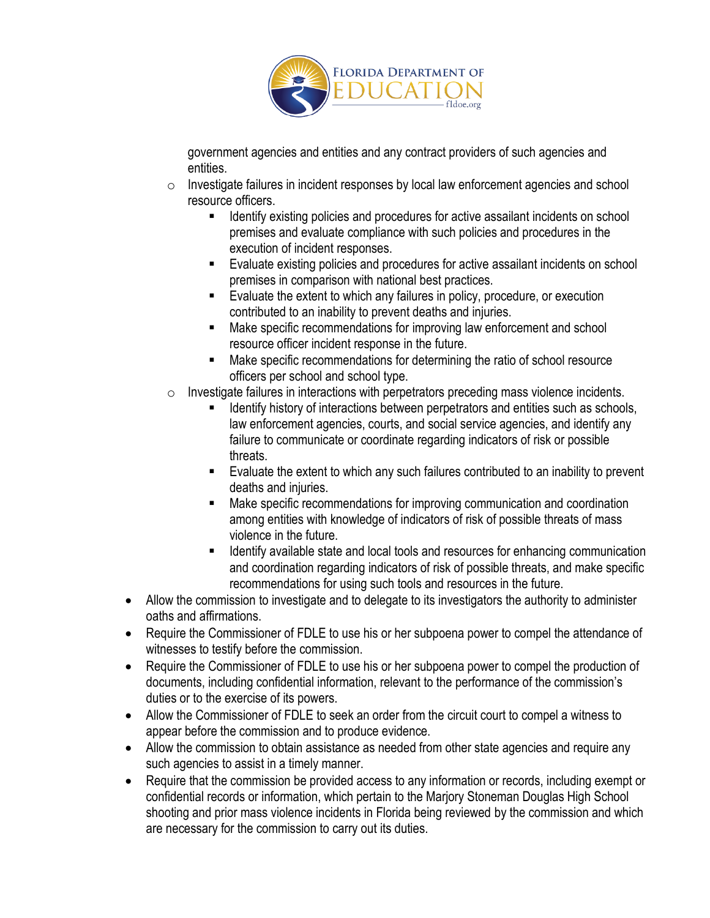government agencies and entities and any contract providers of such agencies and entities.

- Investigate failures in incident responses by local law enforcement agencies and school resource officers.
  - Identify existing policies and procedures for active assailant incidents on school premises and evaluate compliance with such policies and procedures in the execution of incident responses.
  - Evaluate existing policies and procedures for active assailant incidents on school premises in comparison with national best practices.
  - Evaluate the extent to which any failures in policy, procedure, or execution contributed to an inability to prevent deaths and injuries.
  - Make specific recommendations for improving law enforcement and school resource officer incident response in the future.
  - Make specific recommendations for determining the ratio of school resource officers per school and school type.
- Investigate failures in interactions with perpetrators preceding mass violence incidents.
  - Identify history of interactions between perpetrators and entities such as schools, law enforcement agencies, courts, and social service agencies, and identify any failure to communicate or coordinate regarding indicators of risk or possible threats.
  - Evaluate the extent to which any such failures contributed to an inability to prevent deaths and injuries.
  - Make specific recommendations for improving communication and coordination among entities with knowledge of indicators of risk of possible threats of mass violence in the future.
  - Identify available state and local tools and resources for enhancing communication and coordination regarding indicators of risk of possible threats, and make specific recommendations for using such tools and resources in the future.

- Allow the commission to investigate and to delegate to its investigators the authority to administer oaths and affirmations.
- Require the Commissioner of FDLE to use his or her subpoena power to compel the attendance of witnesses to testify before the commission.
- Require the Commissioner of FDLE to use his or her subpoena power to compel the production of documents, including confidential information, relevant to the performance of the commission's duties or to the exercise of its powers.
- Allow the Commissioner of FDLE to seek an order from the circuit court to compel a witness to appear before the commission and to produce evidence.
- Allow the commission to obtain assistance as needed from other state agencies and require any such agencies to assist in a timely manner.
- Require that the commission be provided access to any information or records, including exempt or confidential records or information, which pertain to the Marjory Stoneman Douglas High School shooting and prior mass violence incidents in Florida being reviewed by the commission and which are necessary for the commission to carry out its duties.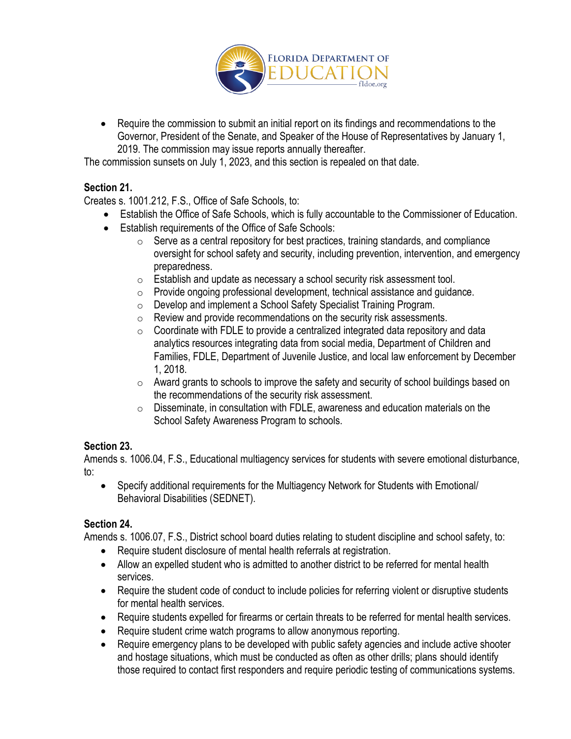- Require the commission to submit an initial report on its findings and recommendations to the Governor, President of the Senate, and Speaker of the House of Representatives by January 1, 2019. The commission may issue reports annually thereafter.

The commission sunsets on July 1, 2023, and this section is repealed on that date.

**Section 21.**
Creates s. 1001.212, F.S., Office of Safe Schools, to:

- Establish the Office of Safe Schools, which is fully accountable to the Commissioner of Education.
- Establish requirements of the Office of Safe Schools:
  - Serve as a central repository for best practices, training standards, and compliance oversight for school safety and security, including prevention, intervention, and emergency preparedness.
  - Establish and update as necessary a school security risk assessment tool.
  - Provide ongoing professional development, technical assistance and guidance.
  - Develop and implement a School Safety Specialist Training Program.
  - Review and provide recommendations on the security risk assessments.
  - Coordinate with FDLE to provide a centralized integrated data repository and data analytics resources integrating data from social media, Department of Children and Families, FDLE, Department of Juvenile Justice, and local law enforcement by December 1, 2018.
  - Award grants to schools to improve the safety and security of school buildings based on the recommendations of the security risk assessment.
  - Disseminate, in consultation with FDLE, awareness and education materials on the School Safety Awareness Program to schools.

**Section 23.**
Amends s. 1006.04, F.S., Educational multiagency services for students with severe emotional disturbance, to:

- Specify additional requirements for the Multiagency Network for Students with Emotional/ Behavioral Disabilities (SEDNET).

**Section 24.**
Amends s. 1006.07, F.S., District school board duties relating to student discipline and school safety, to:

- Require student disclosure of mental health referrals at registration.
- Allow an expelled student who is admitted to another district to be referred for mental health services.
- Require the student code of conduct to include policies for referring violent or disruptive students for mental health services.
- Require students expelled for firearms or certain threats to be referred for mental health services.
- Require student crime watch programs to allow anonymous reporting.
- Require emergency plans to be developed with public safety agencies and include active shooter and hostage situations, which must be conducted as often as other drills; plans should identify those required to contact first responders and require periodic testing of communications systems.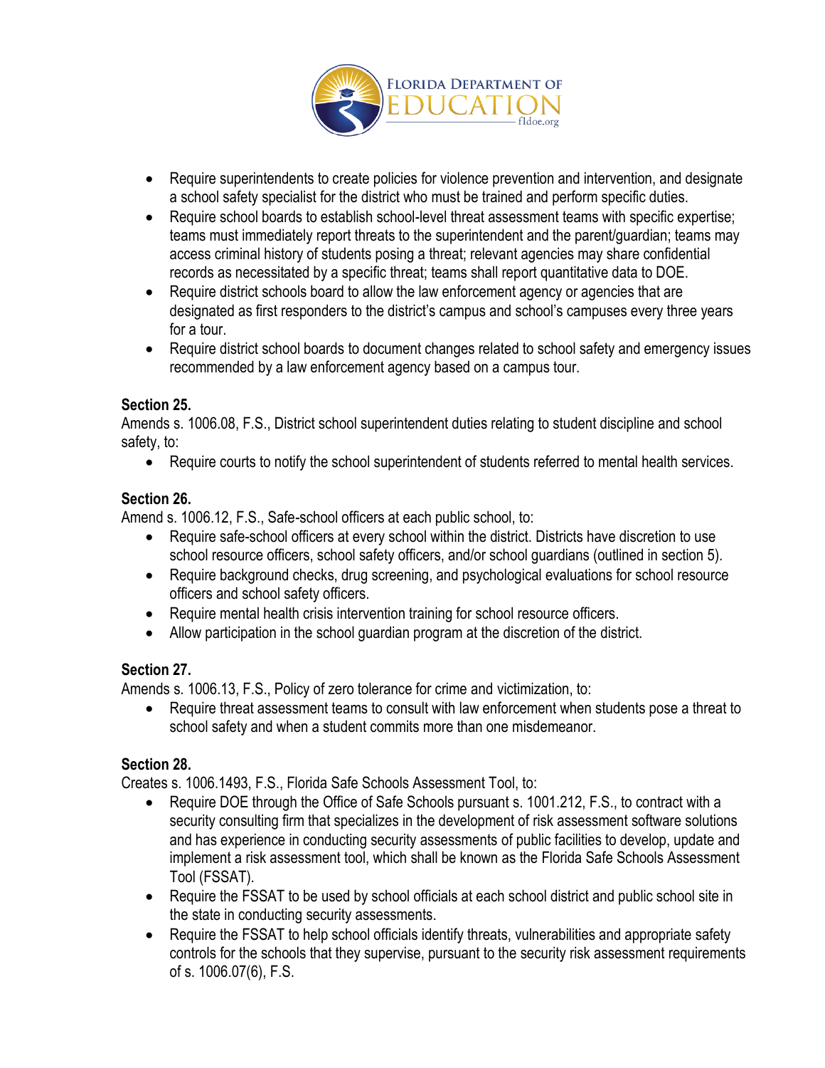- Require superintendents to create policies for violence prevention and intervention, and designate a school safety specialist for the district who must be trained and perform specific duties.
- Require school boards to establish school-level threat assessment teams with specific expertise; teams must immediately report threats to the superintendent and the parent/guardian; teams may access criminal history of students posing a threat; relevant agencies may share confidential records as necessitated by a specific threat; teams shall report quantitative data to DOE.
- Require district schools board to allow the law enforcement agency or agencies that are designated as first responders to the district's campus and school's campuses every three years for a tour.
- Require district school boards to document changes related to school safety and emergency issues recommended by a law enforcement agency based on a campus tour.

**Section 25.**
Amends s. 1006.08, F.S., District school superintendent duties relating to student discipline and school safety, to:

- Require courts to notify the school superintendent of students referred to mental health services.

**Section 26.**
Amend s. 1006.12, F.S., Safe-school officers at each public school, to:

- Require safe-school officers at every school within the district. Districts have discretion to use school resource officers, school safety officers, and/or school guardians (outlined in section 5).
- Require background checks, drug screening, and psychological evaluations for school resource officers and school safety officers.
- Require mental health crisis intervention training for school resource officers.
- Allow participation in the school guardian program at the discretion of the district.

**Section 27.**
Amends s. 1006.13, F.S., Policy of zero tolerance for crime and victimization, to:

- Require threat assessment teams to consult with law enforcement when students pose a threat to school safety and when a student commits more than one misdemeanor.

**Section 28.**
Creates s. 1006.1493, F.S., Florida Safe Schools Assessment Tool, to:

- Require DOE through the Office of Safe Schools pursuant s. 1001.212, F.S., to contract with a security consulting firm that specializes in the development of risk assessment software solutions and has experience in conducting security assessments of public facilities to develop, update and implement a risk assessment tool, which shall be known as the Florida Safe Schools Assessment Tool (FSSAT).
- Require the FSSAT to be used by school officials at each school district and public school site in the state in conducting security assessments.
- Require the FSSAT to help school officials identify threats, vulnerabilities and appropriate safety controls for the schools that they supervise, pursuant to the security risk assessment requirements of s. 1006.07(6), F.S.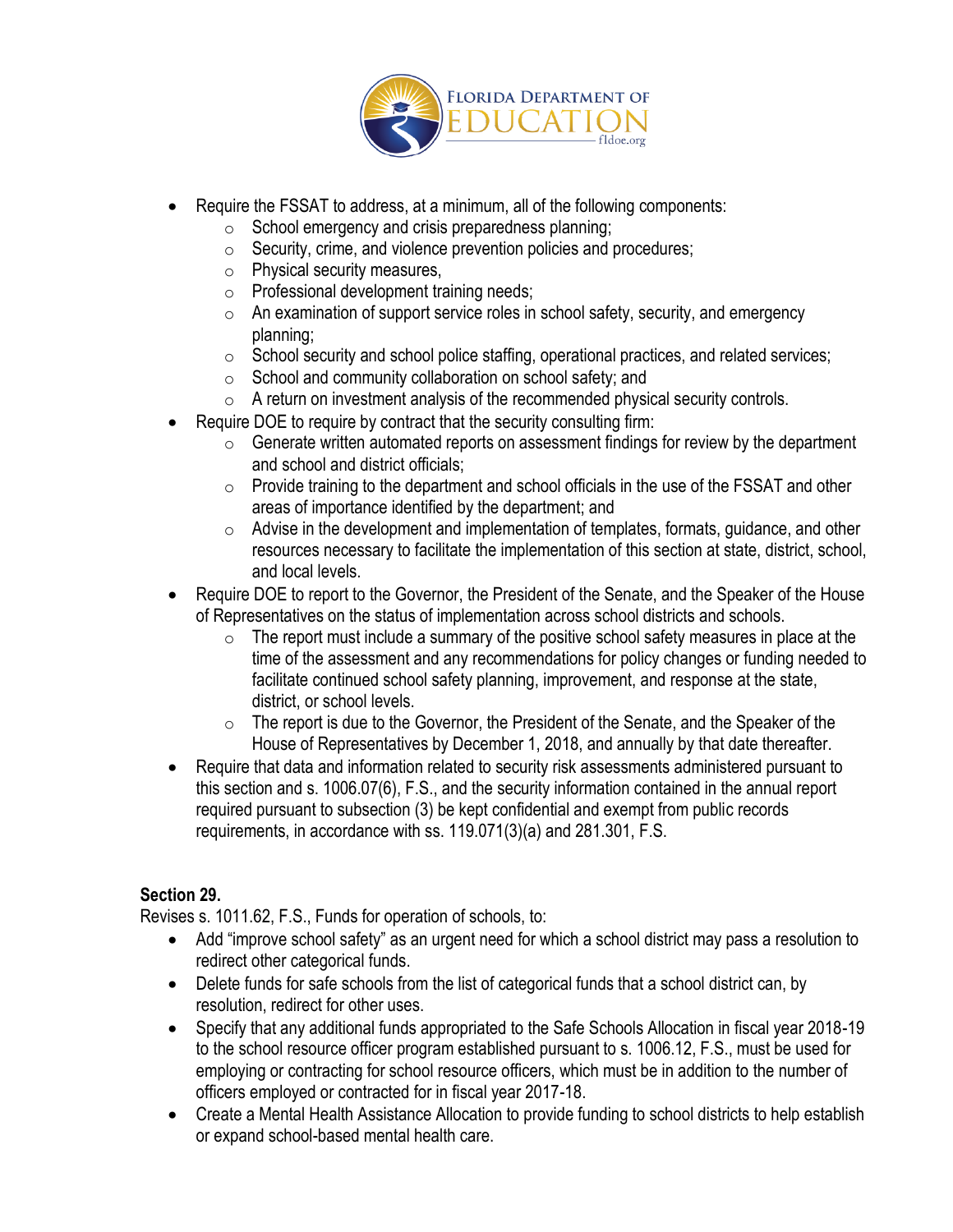- Require the FSSAT to address, at a minimum, all of the following components:
  - School emergency and crisis preparedness planning;
  - Security, crime, and violence prevention policies and procedures;
  - Physical security measures,
  - Professional development training needs;
  - An examination of support service roles in school safety, security, and emergency planning;
  - School security and school police staffing, operational practices, and related services;
  - School and community collaboration on school safety; and
  - A return on investment analysis of the recommended physical security controls.
- Require DOE to require by contract that the security consulting firm:
  - Generate written automated reports on assessment findings for review by the department and school and district officials;
  - Provide training to the department and school officials in the use of the FSSAT and other areas of importance identified by the department; and
  - Advise in the development and implementation of templates, formats, guidance, and other resources necessary to facilitate the implementation of this section at state, district, school, and local levels.
- Require DOE to report to the Governor, the President of the Senate, and the Speaker of the House of Representatives on the status of implementation across school districts and schools.
  - The report must include a summary of the positive school safety measures in place at the time of the assessment and any recommendations for policy changes or funding needed to facilitate continued school safety planning, improvement, and response at the state, district, or school levels.
  - The report is due to the Governor, the President of the Senate, and the Speaker of the House of Representatives by December 1, 2018, and annually by that date thereafter.
- Require that data and information related to security risk assessments administered pursuant to this section and s. 1006.07(6), F.S., and the security information contained in the annual report required pursuant to subsection (3) be kept confidential and exempt from public records requirements, in accordance with ss. 119.071(3)(a) and 281.301, F.S.

**Section 29.**

Revises s. 1011.62, F.S., Funds for operation of schools, to:

- Add "improve school safety" as an urgent need for which a school district may pass a resolution to redirect other categorical funds.
- Delete funds for safe schools from the list of categorical funds that a school district can, by resolution, redirect for other uses.
- Specify that any additional funds appropriated to the Safe Schools Allocation in fiscal year 2018-19 to the school resource officer program established pursuant to s. 1006.12, F.S., must be used for employing or contracting for school resource officers, which must be in addition to the number of officers employed or contracted for in fiscal year 2017-18.
- Create a Mental Health Assistance Allocation to provide funding to school districts to help establish or expand school-based mental health care.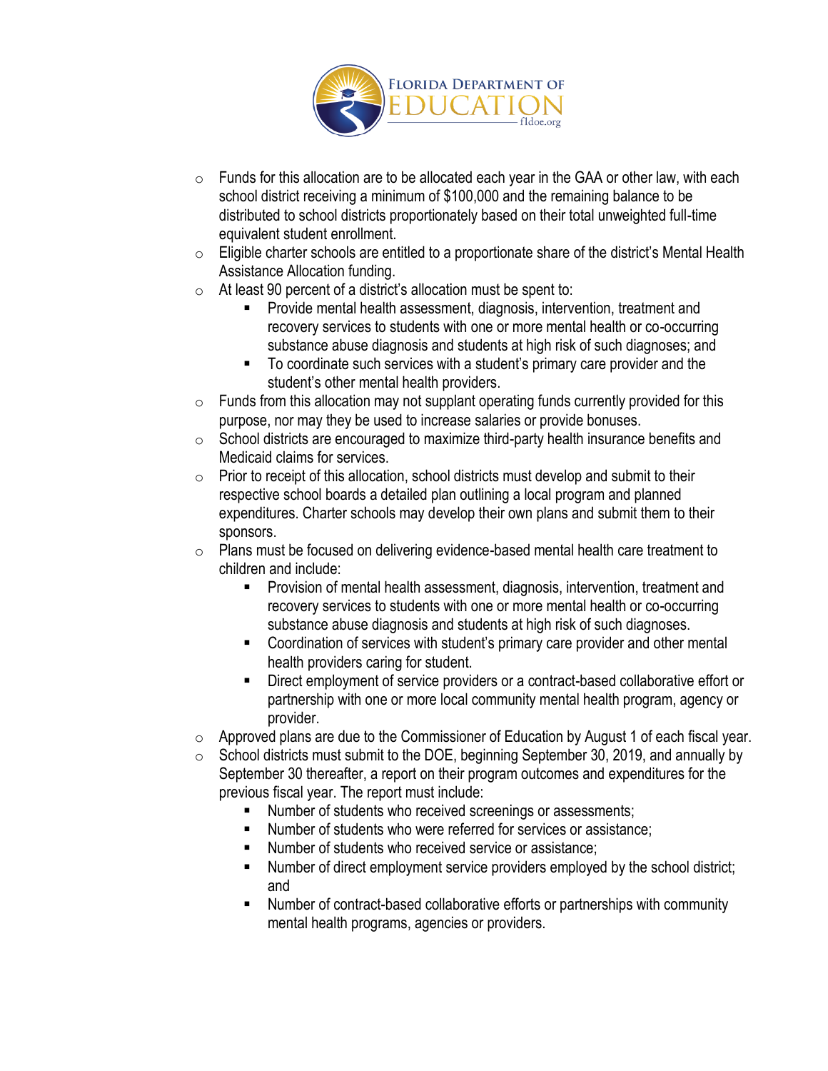- Funds for this allocation are to be allocated each year in the GAA or other law, with each school district receiving a minimum of $100,000 and the remaining balance to be distributed to school districts proportionately based on their total unweighted full-time equivalent student enrollment.
- Eligible charter schools are entitled to a proportionate share of the district's Mental Health Assistance Allocation funding.
- At least 90 percent of a district's allocation must be spent to:
  - Provide mental health assessment, diagnosis, intervention, treatment and recovery services to students with one or more mental health or co-occurring substance abuse diagnosis and students at high risk of such diagnoses; and
  - To coordinate such services with a student's primary care provider and the student's other mental health providers.
- Funds from this allocation may not supplant operating funds currently provided for this purpose, nor may they be used to increase salaries or provide bonuses.
- School districts are encouraged to maximize third-party health insurance benefits and Medicaid claims for services.
- Prior to receipt of this allocation, school districts must develop and submit to their respective school boards a detailed plan outlining a local program and planned expenditures. Charter schools may develop their own plans and submit them to their sponsors.
- Plans must be focused on delivering evidence-based mental health care treatment to children and include:
  - Provision of mental health assessment, diagnosis, intervention, treatment and recovery services to students with one or more mental health or co-occurring substance abuse diagnosis and students at high risk of such diagnoses.
  - Coordination of services with student's primary care provider and other mental health providers caring for student.
  - Direct employment of service providers or a contract-based collaborative effort or partnership with one or more local community mental health program, agency or provider.
- Approved plans are due to the Commissioner of Education by August 1 of each fiscal year.
- School districts must submit to the DOE, beginning September 30, 2019, and annually by September 30 thereafter, a report on their program outcomes and expenditures for the previous fiscal year. The report must include:
  - Number of students who received screenings or assessments;
  - Number of students who were referred for services or assistance;
  - Number of students who received service or assistance;
  - Number of direct employment service providers employed by the school district; and
  - Number of contract-based collaborative efforts or partnerships with community mental health programs, agencies or providers.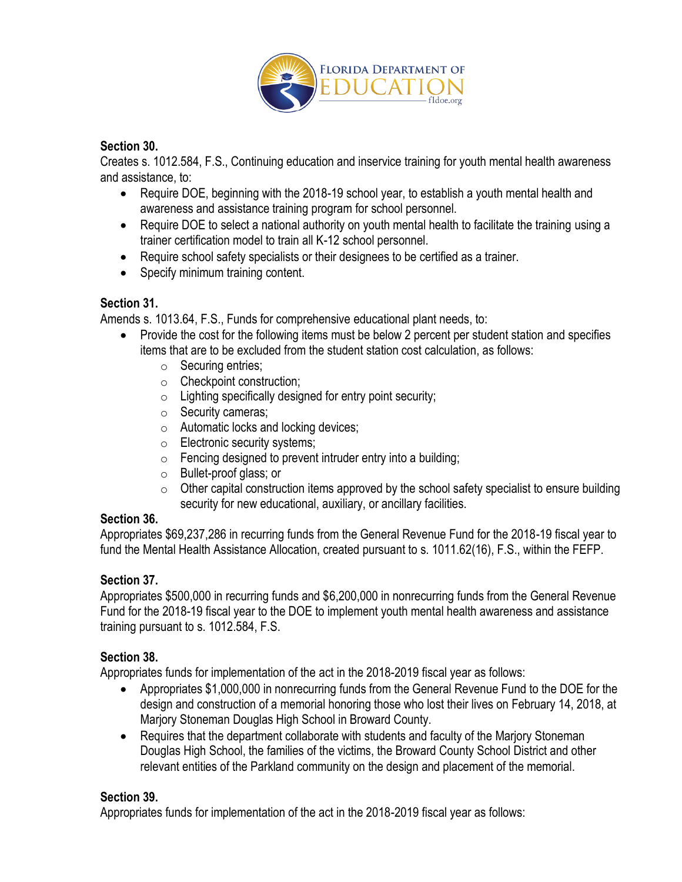### Section 30.

Creates s. 1012.584, F.S., Continuing education and inservice training for youth mental health awareness and assistance, to:

- Require DOE, beginning with the 2018-19 school year, to establish a youth mental health and awareness and assistance training program for school personnel.
- Require DOE to select a national authority on youth mental health to facilitate the training using a trainer certification model to train all K-12 school personnel.
- Require school safety specialists or their designees to be certified as a trainer.
- Specify minimum training content.

### Section 31.

Amends s. 1013.64, F.S., Funds for comprehensive educational plant needs, to:

- Provide the cost for the following items must be below 2 percent per student station and specifies items that are to be excluded from the student station cost calculation, as follows:
  - Securing entries;
  - Checkpoint construction;
  - Lighting specifically designed for entry point security;
  - Security cameras;
  - Automatic locks and locking devices;
  - Electronic security systems;
  - Fencing designed to prevent intruder entry into a building;
  - Bullet-proof glass; or
  - Other capital construction items approved by the school safety specialist to ensure building security for new educational, auxiliary, or ancillary facilities.

### Section 36.

Appropriates $69,237,286 in recurring funds from the General Revenue Fund for the 2018-19 fiscal year to fund the Mental Health Assistance Allocation, created pursuant to s. 1011.62(16), F.S., within the FEFP.

### Section 37.

Appropriates $500,000 in recurring funds and $6,200,000 in nonrecurring funds from the General Revenue Fund for the 2018-19 fiscal year to the DOE to implement youth mental health awareness and assistance training pursuant to s. 1012.584, F.S.

### Section 38.

Appropriates funds for implementation of the act in the 2018-2019 fiscal year as follows:

- Appropriates $1,000,000 in nonrecurring funds from the General Revenue Fund to the DOE for the design and construction of a memorial honoring those who lost their lives on February 14, 2018, at Marjory Stoneman Douglas High School in Broward County.
- Requires that the department collaborate with students and faculty of the Marjory Stoneman Douglas High School, the families of the victims, the Broward County School District and other relevant entities of the Parkland community on the design and placement of the memorial.

### Section 39.

Appropriates funds for implementation of the act in the 2018-2019 fiscal year as follows: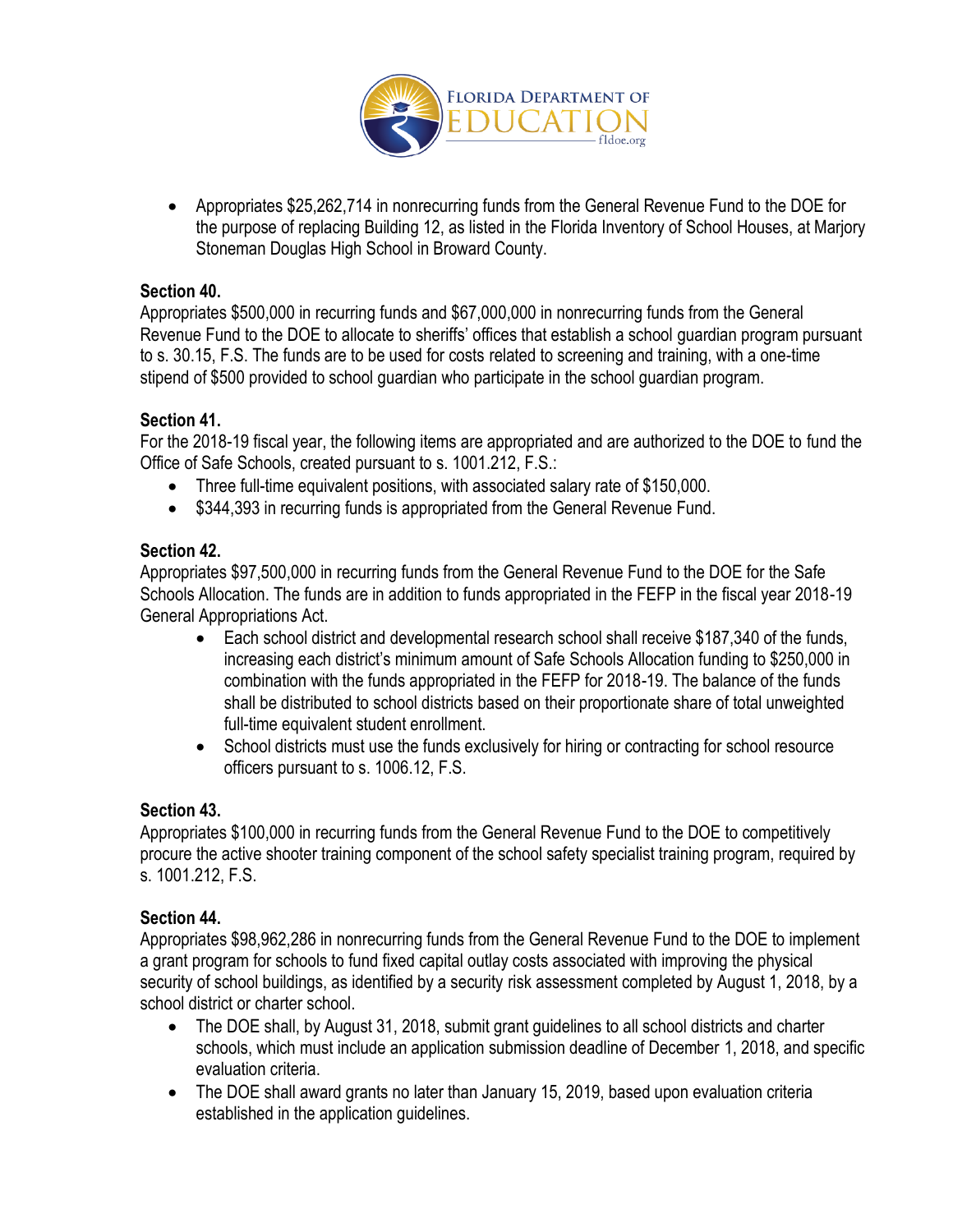- Appropriates $25,262,714 in nonrecurring funds from the General Revenue Fund to the DOE for the purpose of replacing Building 12, as listed in the Florida Inventory of School Houses, at Marjory Stoneman Douglas High School in Broward County.

**Section 40.**
Appropriates $500,000 in recurring funds and $67,000,000 in nonrecurring funds from the General Revenue Fund to the DOE to allocate to sheriffs' offices that establish a school guardian program pursuant to s. 30.15, F.S. The funds are to be used for costs related to screening and training, with a one-time stipend of $500 provided to school guardian who participate in the school guardian program.

**Section 41.**
For the 2018-19 fiscal year, the following items are appropriated and are authorized to the DOE to fund the Office of Safe Schools, created pursuant to s. 1001.212, F.S.:

- Three full-time equivalent positions, with associated salary rate of $150,000.
- $344,393 in recurring funds is appropriated from the General Revenue Fund.

**Section 42.**
Appropriates $97,500,000 in recurring funds from the General Revenue Fund to the DOE for the Safe Schools Allocation. The funds are in addition to funds appropriated in the FEFP in the fiscal year 2018-19 General Appropriations Act.

- Each school district and developmental research school shall receive $187,340 of the funds, increasing each district's minimum amount of Safe Schools Allocation funding to $250,000 in combination with the funds appropriated in the FEFP for 2018-19. The balance of the funds shall be distributed to school districts based on their proportionate share of total unweighted full-time equivalent student enrollment.
- School districts must use the funds exclusively for hiring or contracting for school resource officers pursuant to s. 1006.12, F.S.

**Section 43.**
Appropriates $100,000 in recurring funds from the General Revenue Fund to the DOE to competitively procure the active shooter training component of the school safety specialist training program, required by s. 1001.212, F.S.

**Section 44.**
Appropriates $98,962,286 in nonrecurring funds from the General Revenue Fund to the DOE to implement a grant program for schools to fund fixed capital outlay costs associated with improving the physical security of school buildings, as identified by a security risk assessment completed by August 1, 2018, by a school district or charter school.

- The DOE shall, by August 31, 2018, submit grant guidelines to all school districts and charter schools, which must include an application submission deadline of December 1, 2018, and specific evaluation criteria.
- The DOE shall award grants no later than January 15, 2019, based upon evaluation criteria established in the application guidelines.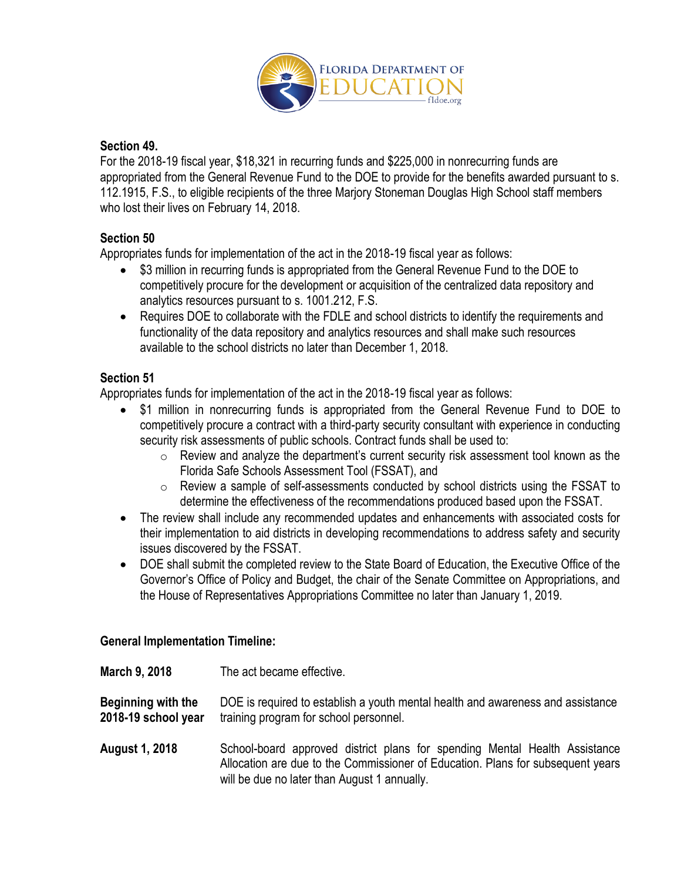### Section 49.

For the 2018-19 fiscal year, $18,321 in recurring funds and $225,000 in nonrecurring funds are appropriated from the General Revenue Fund to the DOE to provide for the benefits awarded pursuant to s. 112.1915, F.S., to eligible recipients of the three Marjory Stoneman Douglas High School staff members who lost their lives on February 14, 2018.

### Section 50

Appropriates funds for implementation of the act in the 2018-19 fiscal year as follows:

- $3 million in recurring funds is appropriated from the General Revenue Fund to the DOE to competitively procure for the development or acquisition of the centralized data repository and analytics resources pursuant to s. 1001.212, F.S.
- Requires DOE to collaborate with the FDLE and school districts to identify the requirements and functionality of the data repository and analytics resources and shall make such resources available to the school districts no later than December 1, 2018.

### Section 51

Appropriates funds for implementation of the act in the 2018-19 fiscal year as follows:

- $1 million in nonrecurring funds is appropriated from the General Revenue Fund to DOE to competitively procure a contract with a third-party security consultant with experience in conducting security risk assessments of public schools. Contract funds shall be used to:
  - Review and analyze the department's current security risk assessment tool known as the Florida Safe Schools Assessment Tool (FSSAT), and
  - Review a sample of self-assessments conducted by school districts using the FSSAT to determine the effectiveness of the recommendations produced based upon the FSSAT.
- The review shall include any recommended updates and enhancements with associated costs for their implementation to aid districts in developing recommendations to address safety and security issues discovered by the FSSAT.
- DOE shall submit the completed review to the State Board of Education, the Executive Office of the Governor's Office of Policy and Budget, the chair of the Senate Committee on Appropriations, and the House of Representatives Appropriations Committee no later than January 1, 2019.

### General Implementation Timeline:

**March 9, 2018** The act became effective.

**Beginning with the 2018-19 school year** DOE is required to establish a youth mental health and awareness and assistance training program for school personnel.

**August 1, 2018** School-board approved district plans for spending Mental Health Assistance Allocation are due to the Commissioner of Education. Plans for subsequent years will be due no later than August 1 annually.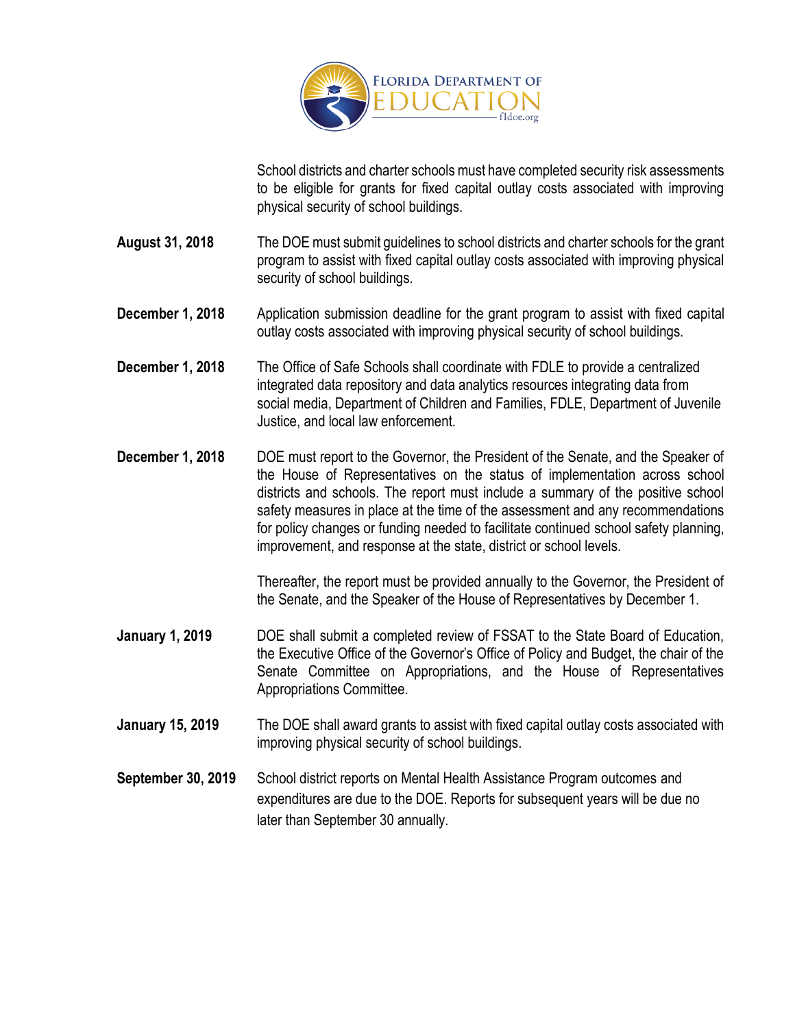School districts and charter schools must have completed security risk assessments to be eligible for grants for fixed capital outlay costs associated with improving physical security of school buildings.

**August 31, 2018** The DOE must submit guidelines to school districts and charter schools for the grant program to assist with fixed capital outlay costs associated with improving physical security of school buildings.

**December 1, 2018** Application submission deadline for the grant program to assist with fixed capital outlay costs associated with improving physical security of school buildings.

**December 1, 2018** The Office of Safe Schools shall coordinate with FDLE to provide a centralized integrated data repository and data analytics resources integrating data from social media, Department of Children and Families, FDLE, Department of Juvenile Justice, and local law enforcement.

**December 1, 2018** DOE must report to the Governor, the President of the Senate, and the Speaker of the House of Representatives on the status of implementation across school districts and schools. The report must include a summary of the positive school safety measures in place at the time of the assessment and any recommendations for policy changes or funding needed to facilitate continued school safety planning, improvement, and response at the state, district or school levels.

Thereafter, the report must be provided annually to the Governor, the President of the Senate, and the Speaker of the House of Representatives by December 1.

**January 1, 2019** DOE shall submit a completed review of FSSAT to the State Board of Education, the Executive Office of the Governor's Office of Policy and Budget, the chair of the Senate Committee on Appropriations, and the House of Representatives Appropriations Committee.

**January 15, 2019** The DOE shall award grants to assist with fixed capital outlay costs associated with improving physical security of school buildings.

**September 30, 2019** School district reports on Mental Health Assistance Program outcomes and expenditures are due to the DOE. Reports for subsequent years will be due no later than September 30 annually.